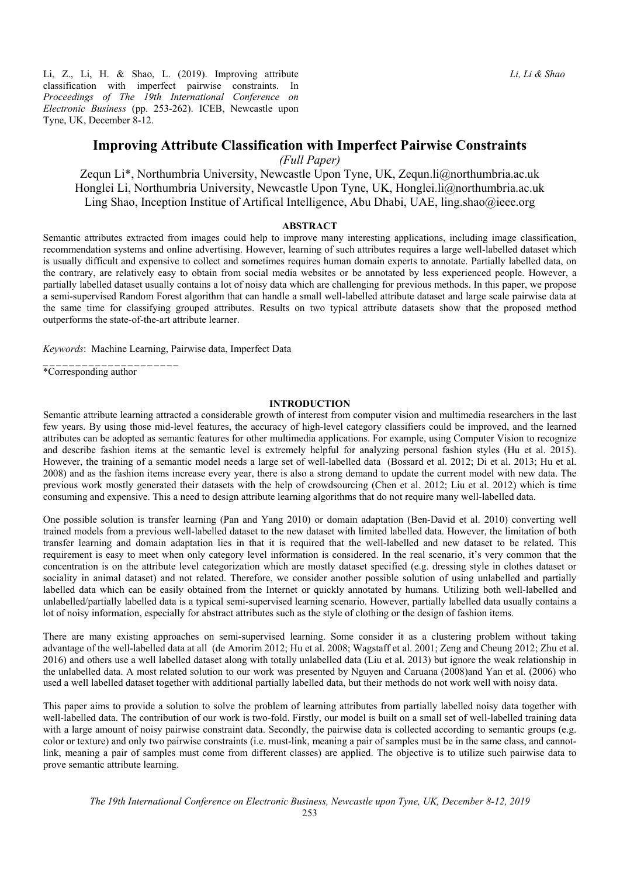Li, Z., Li, H. & Shao, L. (2019). Improving attribute classification with imperfect pairwise constraints. In *Proceedings of The 19th International Conference on Electronic Business* (pp. 253-262). ICEB, Newcastle upon Tyne, UK, December 8-12.

# Improving Attribute Classification with Imperfect Pairwise Constraints

*(Full Paper)*

Zequn Li*, Northumbria University, Newcastle Upon Tyne, UK, Zequn.li@northumbria.ac.uk
Honglei Li, Northumbria University, Newcastle Upon Tyne, UK, Honglei.li@northumbria.ac.uk
Ling Shao, Inception Institue of Artifical Intelligence, Abu Dhabi, UAE, ling.shao@ieee.org

## ABSTRACT

Semantic attributes extracted from images could help to improve many interesting applications, including image classification, recommendation systems and online advertising. However, learning of such attributes requires a large well-labelled dataset which is usually difficult and expensive to collect and sometimes requires human domain experts to annotate. Partially labelled data, on the contrary, are relatively easy to obtain from social media websites or be annotated by less experienced people. However, a partially labelled dataset usually contains a lot of noisy data which are challenging for previous methods. In this paper, we propose a semi-supervised Random Forest algorithm that can handle a small well-labelled attribute dataset and large scale pairwise data at the same time for classifying grouped attributes. Results on two typical attribute datasets show that the proposed method outperforms the state-of-the-art attribute learner.

*Keywords*: Machine Learning, Pairwise data, Imperfect Data

\*Corresponding author

## INTRODUCTION

Semantic attribute learning attracted a considerable growth of interest from computer vision and multimedia researchers in the last few years. By using those mid-level features, the accuracy of high-level category classifiers could be improved, and the learned attributes can be adopted as semantic features for other multimedia applications. For example, using Computer Vision to recognize and describe fashion items at the semantic level is extremely helpful for analyzing personal fashion styles (Hu et al. 2015). However, the training of a semantic model needs a large set of well-labelled data (Bossard et al. 2012; Di et al. 2013; Hu et al. 2008) and as the fashion items increase every year, there is also a strong demand to update the current model with new data. The previous work mostly generated their datasets with the help of crowdsourcing (Chen et al. 2012; Liu et al. 2012) which is time consuming and expensive. This a need to design attribute learning algorithms that do not require many well-labelled data.

One possible solution is transfer learning (Pan and Yang 2010) or domain adaptation (Ben-David et al. 2010) converting well trained models from a previous well-labelled dataset to the new dataset with limited labelled data. However, the limitation of both transfer learning and domain adaptation lies in that it is required that the well-labelled and new dataset to be related. This requirement is easy to meet when only category level information is considered. In the real scenario, it's very common that the concentration is on the attribute level categorization which are mostly dataset specified (e.g. dressing style in clothes dataset or sociality in animal dataset) and not related. Therefore, we consider another possible solution of using unlabelled and partially labelled data which can be easily obtained from the Internet or quickly annotated by humans. Utilizing both well-labelled and unlabelled/partially labelled data is a typical semi-supervised learning scenario. However, partially labelled data usually contains a lot of noisy information, especially for abstract attributes such as the style of clothing or the design of fashion items.

There are many existing approaches on semi-supervised learning. Some consider it as a clustering problem without taking advantage of the well-labelled data at all (de Amorim 2012; Hu et al. 2008; Wagstaff et al. 2001; Zeng and Cheung 2012; Zhu et al. 2016) and others use a well labelled dataset along with totally unlabelled data (Liu et al. 2013) but ignore the weak relationship in the unlabelled data. A most related solution to our work was presented by Nguyen and Caruana (2008)and Yan et al. (2006) who used a well labelled dataset together with additional partially labelled data, but their methods do not work well with noisy data.

This paper aims to provide a solution to solve the problem of learning attributes from partially labelled noisy data together with well-labelled data. The contribution of our work is two-fold. Firstly, our model is built on a small set of well-labelled training data with a large amount of noisy pairwise constraint data. Secondly, the pairwise data is collected according to semantic groups (e.g. color or texture) and only two pairwise constraints (i.e. must-link, meaning a pair of samples must be in the same class, and cannot-link, meaning a pair of samples must come from different classes) are applied. The objective is to utilize such pairwise data to prove semantic attribute learning.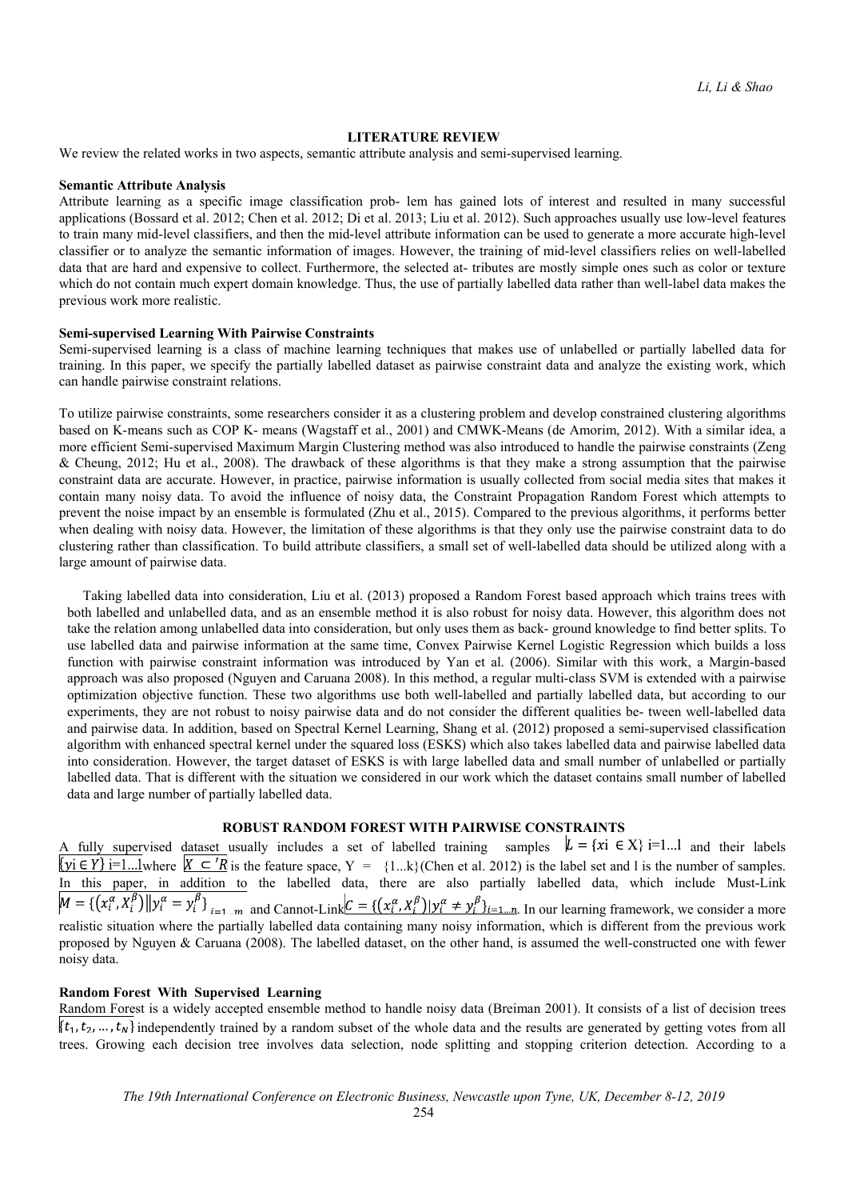## LITERATURE REVIEW

We review the related works in two aspects, semantic attribute analysis and semi-supervised learning.

### Semantic Attribute Analysis

Attribute learning as a specific image classification prob- lem has gained lots of interest and resulted in many successful applications (Bossard et al. 2012; Chen et al. 2012; Di et al. 2013; Liu et al. 2012). Such approaches usually use low-level features to train many mid-level classifiers, and then the mid-level attribute information can be used to generate a more accurate high-level classifier or to analyze the semantic information of images. However, the training of mid-level classifiers relies on well-labelled data that are hard and expensive to collect. Furthermore, the selected at- tributes are mostly simple ones such as color or texture which do not contain much expert domain knowledge. Thus, the use of partially labelled data rather than well-label data makes the previous work more realistic.

### Semi-supervised Learning With Pairwise Constraints

Semi-supervised learning is a class of machine learning techniques that makes use of unlabelled or partially labelled data for training. In this paper, we specify the partially labelled dataset as pairwise constraint data and analyze the existing work, which can handle pairwise constraint relations.

To utilize pairwise constraints, some researchers consider it as a clustering problem and develop constrained clustering algorithms based on K-means such as COP K- means (Wagstaff et al., 2001) and CMWK-Means (de Amorim, 2012). With a similar idea, a more efficient Semi-supervised Maximum Margin Clustering method was also introduced to handle the pairwise constraints (Zeng & Cheung, 2012; Hu et al., 2008). The drawback of these algorithms is that they make a strong assumption that the pairwise constraint data are accurate. However, in practice, pairwise information is usually collected from social media sites that makes it contain many noisy data. To avoid the influence of noisy data, the Constraint Propagation Random Forest which attempts to prevent the noise impact by an ensemble is formulated (Zhu et al., 2015). Compared to the previous algorithms, it performs better when dealing with noisy data. However, the limitation of these algorithms is that they only use the pairwise constraint data to do clustering rather than classification. To build attribute classifiers, a small set of well-labelled data should be utilized along with a large amount of pairwise data.

Taking labelled data into consideration, Liu et al. (2013) proposed a Random Forest based approach which trains trees with both labelled and unlabelled data, and as an ensemble method it is also robust for noisy data. However, this algorithm does not take the relation among unlabelled data into consideration, but only uses them as back- ground knowledge to find better splits. To use labelled data and pairwise information at the same time, Convex Pairwise Kernel Logistic Regression which builds a loss function with pairwise constraint information was introduced by Yan et al. (2006). Similar with this work, a Margin-based approach was also proposed (Nguyen and Caruana 2008). In this method, a regular multi-class SVM is extended with a pairwise optimization objective function. These two algorithms use both well-labelled and partially labelled data, but according to our experiments, they are not robust to noisy pairwise data and do not consider the different qualities be- tween well-labelled data and pairwise data. In addition, based on Spectral Kernel Learning, Shang et al. (2012) proposed a semi-supervised classification algorithm with enhanced spectral kernel under the squared loss (ESKS) which also takes labelled data and pairwise labelled data into consideration. However, the target dataset of ESKS is with large labelled data and small number of unlabelled or partially labelled data. That is different with the situation we considered in our work which the dataset contains small number of labelled data and large number of partially labelled data.

## ROBUST RANDOM FOREST WITH PAIRWISE CONSTRAINTS

A fully supervised dataset usually includes a set of labelled training samples $L = \{x\text{i} \in X\}$ i=1...l and their labels $\{y\text{i} \in Y\}$ i=1...l where $X \subset {}'R$ is the feature space, Y = {1...k}(Chen et al. 2012) is the label set and l is the number of samples. In this paper, in addition to the labelled data, there are also partially labelled data, which include Must-Link $M = \{(x_i^{\alpha}, X_i^{\beta})\|y_i^{\alpha} = y_i^{\beta}\}_{i=1...m}$ and Cannot-Link $C = \{(x_i^{\alpha}, X_i^{\beta})|y_i^{\alpha} \neq y_i^{\beta}\}_{i=1...n}$. In our learning framework, we consider a more realistic situation where the partially labelled data containing many noisy information, which is different from the previous work proposed by Nguyen & Caruana (2008). The labelled dataset, on the other hand, is assumed the well-constructed one with fewer noisy data.

### Random Forest With Supervised Learning

Random Forest is a widely accepted ensemble method to handle noisy data (Breiman 2001). It consists of a list of decision trees $\{t_1, t_2, \dots, t_N\}$ independently trained by a random subset of the whole data and the results are generated by getting votes from all trees. Growing each decision tree involves data selection, node splitting and stopping criterion detection. According to a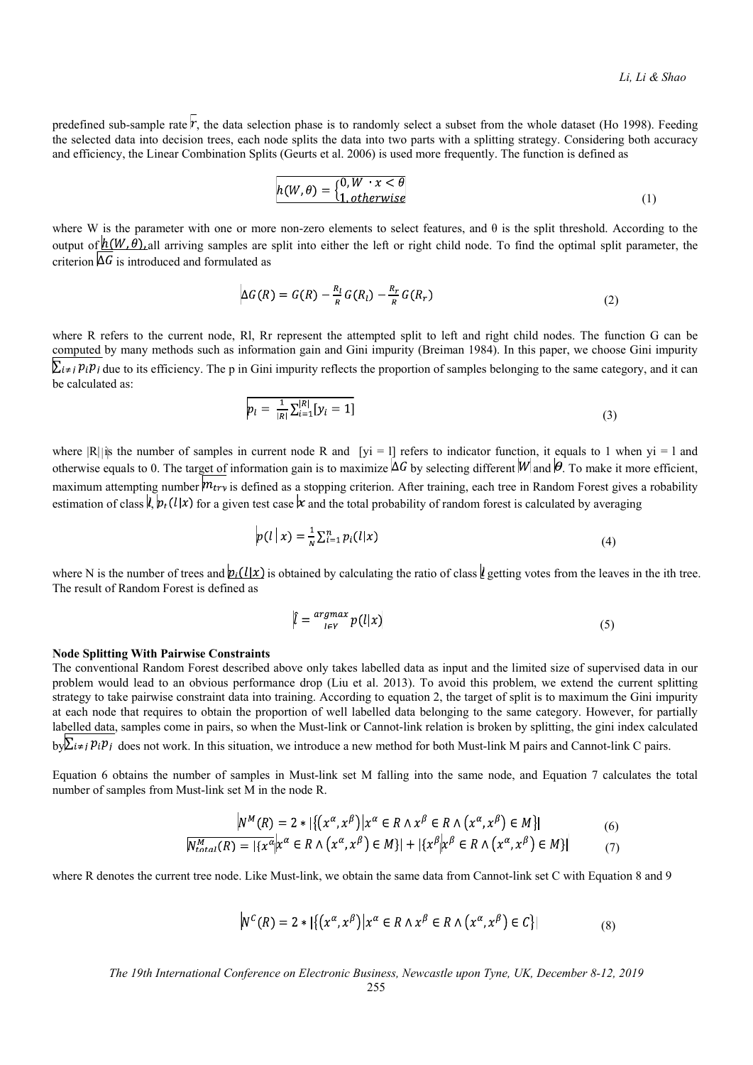predefined sub-sample rate $r$, the data selection phase is to randomly select a subset from the whole dataset (Ho 1998). Feeding the selected data into decision trees, each node splits the data into two parts with a splitting strategy. Considering both accuracy and efficiency, the Linear Combination Splits (Geurts et al. 2006) is used more frequently. The function is defined as

$$h(W,\theta) = \begin{cases} 0, W \cdot x < \theta \\ 1, otherwise \end{cases} \tag{1}$$

where W is the parameter with one or more non-zero elements to select features, and θ is the split threshold. According to the output of $h(W,\theta)$, all arriving samples are split into either the left or right child node. To find the optimal split parameter, the criterion $\Delta G$ is introduced and formulated as

$$\Delta G(R) = G(R) - \frac{R_l}{R} G(R_l) - \frac{R_r}{R} G(R_r) \tag{2}$$

where R refers to the current node, Rl, Rr represent the attempted split to left and right child nodes. The function G can be computed by many methods such as information gain and Gini impurity (Breiman 1984). In this paper, we choose Gini impurity $\sum_{i \neq j} p_i p_j$ due to its efficiency. The p in Gini impurity reflects the proportion of samples belonging to the same category, and it can be calculated as:

$$p_l = \frac{1}{|R|} \sum_{i=1}^{|R|} [y_i = 1] \tag{3}$$

where $|R|$ is the number of samples in current node R and $[y_i = l]$ refers to indicator function, it equals to 1 when $y_i = l$ and otherwise equals to 0. The target of information gain is to maximize $\Delta G$ by selecting different $W$ and $\theta$. To make it more efficient, maximum attempting number $m_{try}$ is defined as a stopping criterion. After training, each tree in Random Forest gives a robability estimation of class $l$, $p_t(l|x)$ for a given test case $x$ and the total probability of random forest is calculated by averaging

$$p(l \mid x) = \frac{1}{N} \sum_{i=1}^{n} p_i(l|x) \tag{4}$$

where N is the number of trees and $p_i(l|x)$ is obtained by calculating the ratio of class $l$ getting votes from the leaves in the ith tree. The result of Random Forest is defined as

$$\hat{l} = \underset{l \in Y}{argmax}\, p(l|x) \tag{5}$$

**Node Splitting With Pairwise Constraints**

The conventional Random Forest described above only takes labelled data as input and the limited size of supervised data in our problem would lead to an obvious performance drop (Liu et al. 2013). To avoid this problem, we extend the current splitting strategy to take pairwise constraint data into training. According to equation 2, the target of split is to maximum the Gini impurity at each node that requires to obtain the proportion of well labelled data belonging to the same category. However, for partially labelled data, samples come in pairs, so when the Must-link or Cannot-link relation is broken by splitting, the gini index calculated by $\sum_{i \neq j} p_i p_j$ does not work. In this situation, we introduce a new method for both Must-link M pairs and Cannot-link C pairs.

Equation 6 obtains the number of samples in Must-link set M falling into the same node, and Equation 7 calculates the total number of samples from Must-link set M in the node R.

$$N^M(R) = 2 * |\{(x^\alpha, x^\beta) | x^\alpha \in R \wedge x^\beta \in R \wedge (x^\alpha, x^\beta) \in M\}| \tag{6}$$

$$N_{total}^M(R) = |\{x^\alpha | x^\alpha \in R \wedge (x^\alpha, x^\beta) \in M\}| + |\{x^\beta | x^\beta \in R \wedge (x^\alpha, x^\beta) \in M\}| \tag{7}$$

where R denotes the current tree node. Like Must-link, we obtain the same data from Cannot-link set C with Equation 8 and 9

$$N^C(R) = 2 * |\{(x^\alpha, x^\beta) | x^\alpha \in R \wedge x^\beta \in R \wedge (x^\alpha, x^\beta) \in C\}| \tag{8}$$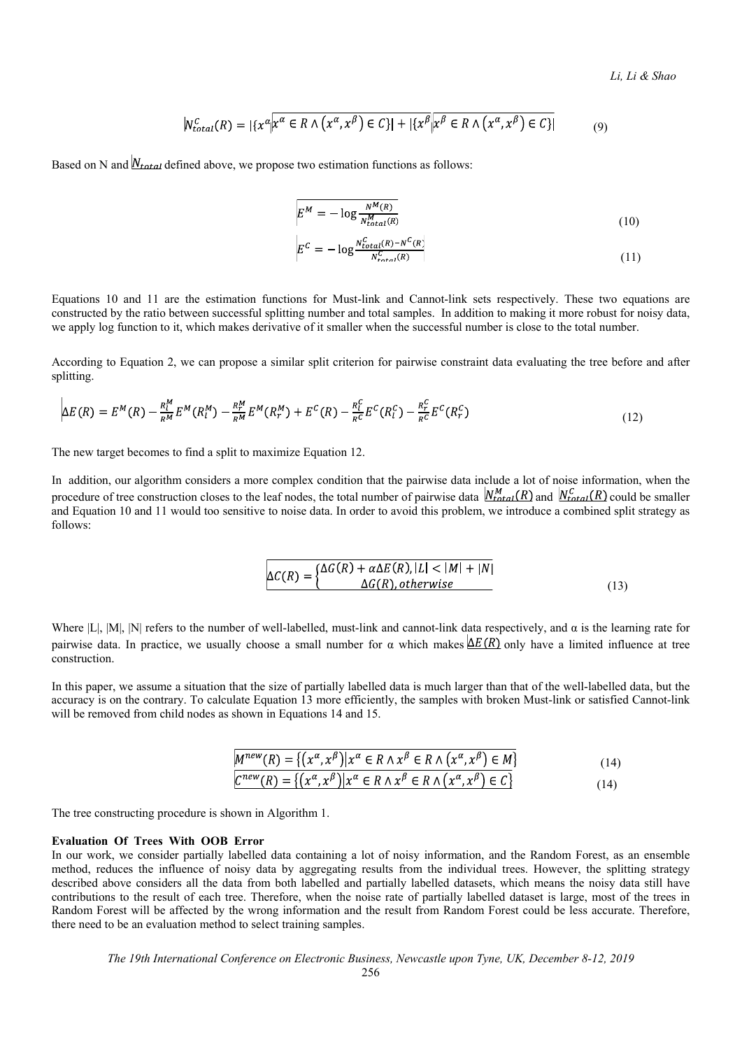$$N_{total}^{C}(R) = |\{x^{\alpha} | x^{\alpha} \in R \wedge (x^{\alpha}, x^{\beta}) \in C\}| + |\{x^{\beta} | x^{\beta} \in R \wedge (x^{\alpha}, x^{\beta}) \in C\}| \tag{9}$$

Based on N and $N_{total}$ defined above, we propose two estimation functions as follows:

$$E^{M} = -\log \frac{N^{M}(R)}{N_{total}^{M}(R)} \tag{10}$$

$$E^{C} = -\log \frac{N_{total}^{C}(R) - N^{C}(R)}{N_{total}^{C}(R)} \tag{11}$$

Equations 10 and 11 are the estimation functions for Must-link and Cannot-link sets respectively. These two equations are constructed by the ratio between successful splitting number and total samples. In addition to making it more robust for noisy data, we apply log function to it, which makes derivative of it smaller when the successful number is close to the total number.

According to Equation 2, we can propose a similar split criterion for pairwise constraint data evaluating the tree before and after splitting.

$$\Delta E(R) = E^{M}(R) - \frac{R_{l}^{M}}{R^{M}} E^{M}(R_{l}^{M}) - \frac{R_{r}^{M}}{R^{M}} E^{M}(R_{r}^{M}) + E^{C}(R) - \frac{R_{l}^{C}}{R^{C}} E^{C}(R_{l}^{C}) - \frac{R_{r}^{C}}{R^{C}} E^{C}(R_{r}^{C}) \tag{12}$$

The new target becomes to find a split to maximize Equation 12.

In addition, our algorithm considers a more complex condition that the pairwise data include a lot of noise information, when the procedure of tree construction closes to the leaf nodes, the total number of pairwise data $N_{total}^{M}(R)$ and $N_{total}^{C}(R)$ could be smaller and Equation 10 and 11 would too sensitive to noise data. In order to avoid this problem, we introduce a combined split strategy as follows:

$$\Delta C(R) = \begin{cases} \Delta G(R) + \alpha \Delta E(R), |L| < |M| + |N| \\ \Delta G(R), otherwise \end{cases} \tag{13}$$

Where |L|, |M|, |N| refers to the number of well-labelled, must-link and cannot-link data respectively, and α is the learning rate for pairwise data. In practice, we usually choose a small number for α which makes $\Delta E(R)$ only have a limited influence at tree construction.

In this paper, we assume a situation that the size of partially labelled data is much larger than that of the well-labelled data, but the accuracy is on the contrary. To calculate Equation 13 more efficiently, the samples with broken Must-link or satisfied Cannot-link will be removed from child nodes as shown in Equations 14 and 15.

$$M^{new}(R) = \{(x^{\alpha}, x^{\beta}) | x^{\alpha} \in R \wedge x^{\beta} \in R \wedge (x^{\alpha}, x^{\beta}) \in M\} \tag{14}$$

$$C^{new}(R) = \{(x^{\alpha}, x^{\beta}) | x^{\alpha} \in R \wedge x^{\beta} \in R \wedge (x^{\alpha}, x^{\beta}) \in C\} \tag{14}$$

The tree constructing procedure is shown in Algorithm 1.

**Evaluation Of Trees With OOB Error**

In our work, we consider partially labelled data containing a lot of noisy information, and the Random Forest, as an ensemble method, reduces the influence of noisy data by aggregating results from the individual trees. However, the splitting strategy described above considers all the data from both labelled and partially labelled datasets, which means the noisy data still have contributions to the result of each tree. Therefore, when the noise rate of partially labelled dataset is large, most of the trees in Random Forest will be affected by the wrong information and the result from Random Forest could be less accurate. Therefore, there need to be an evaluation method to select training samples.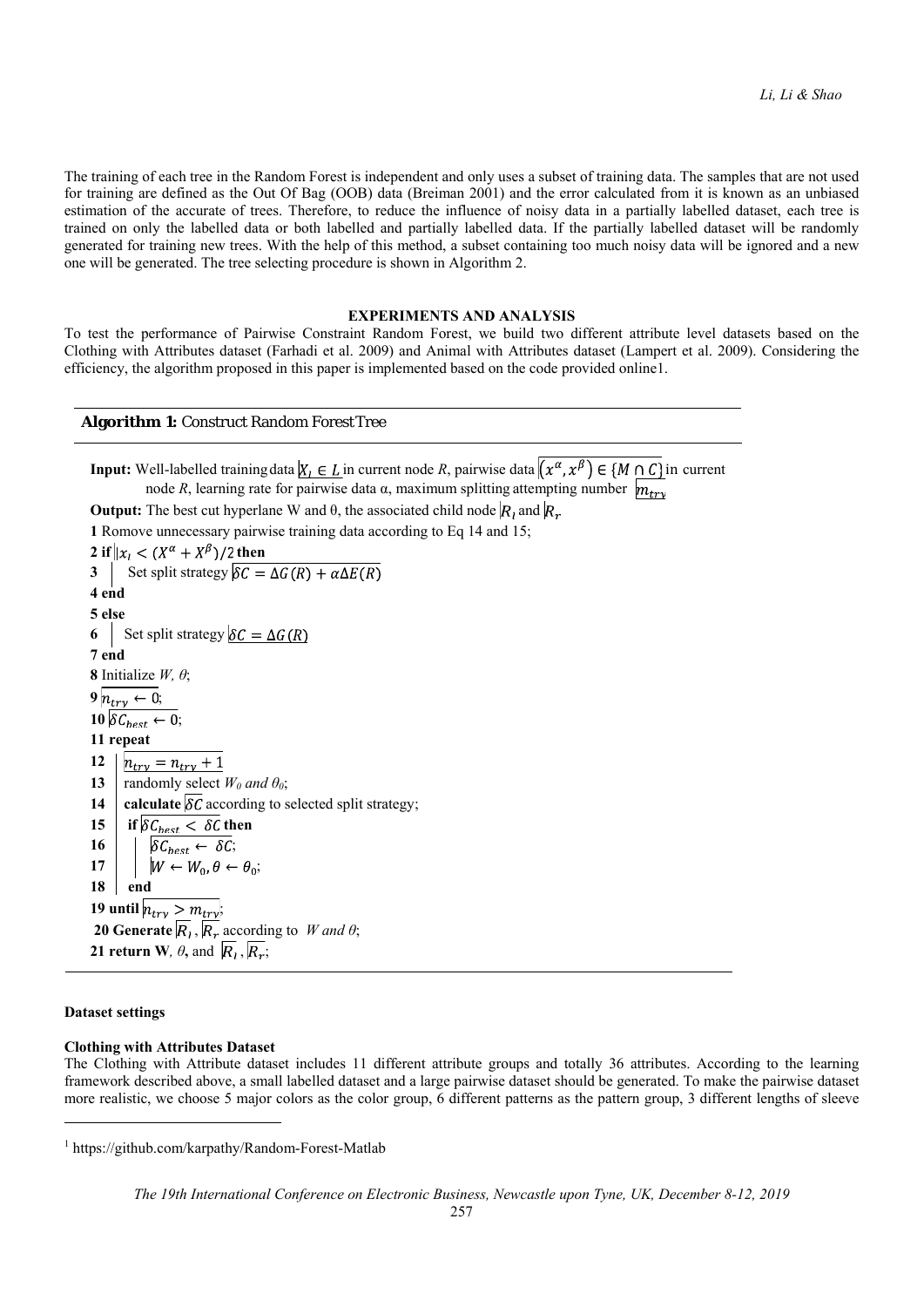The training of each tree in the Random Forest is independent and only uses a subset of training data. The samples that are not used for training are defined as the Out Of Bag (OOB) data (Breiman 2001) and the error calculated from it is known as an unbiased estimation of the accurate of trees. Therefore, to reduce the influence of noisy data in a partially labelled dataset, each tree is trained on only the labelled data or both labelled and partially labelled data. If the partially labelled dataset will be randomly generated for training new trees. With the help of this method, a subset containing too much noisy data will be ignored and a new one will be generated. The tree selecting procedure is shown in Algorithm 2.

## EXPERIMENTS AND ANALYSIS

To test the performance of Pairwise Constraint Random Forest, we build two different attribute level datasets based on the Clothing with Attributes dataset (Farhadi et al. 2009) and Animal with Attributes dataset (Lampert et al. 2009). Considering the efficiency, the algorithm proposed in this paper is implemented based on the code provided online[1].

---

**Algorithm 1:** Construct Random Forest Tree

---

**Input:** Well-labelled training data $X_l \in L$ in current node *R*, pairwise data $(x^{\alpha}, x^{\beta}) \in \{M \cap C\}$ in current node *R*, learning rate for pairwise data α, maximum splitting attempting number $m_{try}$

**Output:** The best cut hyperlane W and θ, the associated child node $R_l$ and $R_r$

**1** Romove unnecessary pairwise training data according to Eq 14 and 15;

**2 if** $\|x_l < (X^{\alpha} + X^{\beta})/2$ **then**

**3** | Set split strategy $\delta C = \Delta G(R) + \alpha \Delta E(R)$

**4 end**

**5 else**

**6** | Set split strategy $\delta C = \Delta G(R)$

**7 end**

**8** Initialize *W, θ*;

**9** $n_{try} \leftarrow 0$;

**10** $\delta C_{best} \leftarrow 0$;

**11 repeat**

**12** | $n_{try} = n_{try} + 1$

**13** | randomly select $W_0$ *and* $\theta_0$;

**14** | **calculate** $\delta C$ according to selected split strategy;

**15** | **if** $\delta C_{best} < \delta C$ **then**

**16** | | $\delta C_{best} \leftarrow \delta C$;

**17** | | $W \leftarrow W_0, \theta \leftarrow \theta_0$;

**18** | **end**

**19 until** $n_{try} > m_{try}$;

**20 Generate** $R_l$, $R_r$ according to *W and θ*;

**21 return W***, θ***, and** $R_l$, $R_r$;

---

### Dataset settings

### Clothing with Attributes Dataset

The Clothing with Attribute dataset includes 11 different attribute groups and totally 36 attributes. According to the learning framework described above, a small labelled dataset and a large pairwise dataset should be generated. To make the pairwise dataset more realistic, we choose 5 major colors as the color group, 6 different patterns as the pattern group, 3 different lengths of sleeve

---

[1] https://github.com/karpathy/Random-Forest-Matlab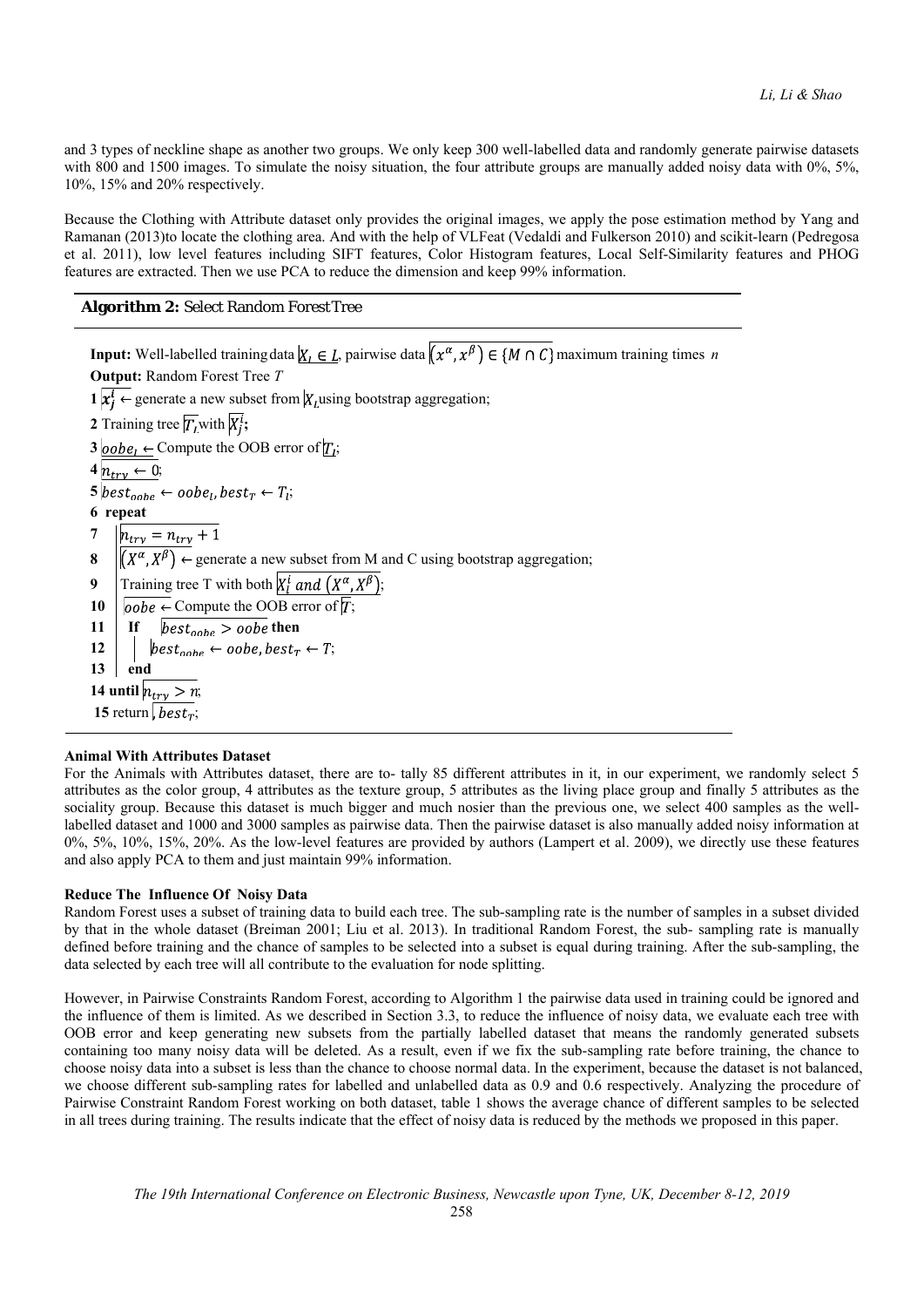and 3 types of neckline shape as another two groups. We only keep 300 well-labelled data and randomly generate pairwise datasets with 800 and 1500 images. To simulate the noisy situation, the four attribute groups are manually added noisy data with 0%, 5%, 10%, 15% and 20% respectively.

Because the Clothing with Attribute dataset only provides the original images, we apply the pose estimation method by Yang and Ramanan (2013)to locate the clothing area. And with the help of VLFeat (Vedaldi and Fulkerson 2010) and scikit-learn (Pedregosa et al. 2011), low level features including SIFT features, Color Histogram features, Local Self-Similarity features and PHOG features are extracted. Then we use PCA to reduce the dimension and keep 99% information.

**Algorithm 2:** Select Random Forest Tree

**Input:** Well-labelled training data $X_l \in L$, pairwise data $(x^{\alpha}, x^{\beta}) \in \{M \cap C\}$ maximum training times $n$
**Output:** Random Forest Tree $T$

**1** $x_j^l \leftarrow$ generate a new subset from $X_L$ using bootstrap aggregation;
**2** Training tree $T_l$ with $X_j^l$;
**3** $oobe_l \leftarrow$ Compute the OOB error of $T_l$;
**4** $n_{try} \leftarrow 0$;
**5** $best_{oobe} \leftarrow oobe_l, best_T \leftarrow T_l$;
**6** **repeat**
**7** $\quad n_{try} = n_{try} + 1$
**8** $\quad (X^{\alpha}, X^{\beta}) \leftarrow$ generate a new subset from M and C using bootstrap aggregation;
**9** $\quad$ Training tree T with both $X_l^i$ and $(X^{\alpha}, X^{\beta})$;
**10** $\quad oobe \leftarrow$ Compute the OOB error of $T$;
**11** $\quad$ **If** $best_{oobe} > oobe$ **then**
**12** $\quad\quad best_{oobe} \leftarrow oobe, best_T \leftarrow T$;
**13** $\quad$ **end**
**14** **until** $n_{try} > n$;
**15** return $best_T$;

**Animal With Attributes Dataset**

For the Animals with Attributes dataset, there are to- tally 85 different attributes in it, in our experiment, we randomly select 5 attributes as the color group, 4 attributes as the texture group, 5 attributes as the living place group and finally 5 attributes as the sociality group. Because this dataset is much bigger and much nosier than the previous one, we select 400 samples as the well-labelled dataset and 1000 and 3000 samples as pairwise data. Then the pairwise dataset is also manually added noisy information at 0%, 5%, 10%, 15%, 20%. As the low-level features are provided by authors (Lampert et al. 2009), we directly use these features and also apply PCA to them and just maintain 99% information.

**Reduce The Influence Of Noisy Data**

Random Forest uses a subset of training data to build each tree. The sub-sampling rate is the number of samples in a subset divided by that in the whole dataset (Breiman 2001; Liu et al. 2013). In traditional Random Forest, the sub- sampling rate is manually defined before training and the chance of samples to be selected into a subset is equal during training. After the sub-sampling, the data selected by each tree will all contribute to the evaluation for node splitting.

However, in Pairwise Constraints Random Forest, according to Algorithm 1 the pairwise data used in training could be ignored and the influence of them is limited. As we described in Section 3.3, to reduce the influence of noisy data, we evaluate each tree with OOB error and keep generating new subsets from the partially labelled dataset that means the randomly generated subsets containing too many noisy data will be deleted. As a result, even if we fix the sub-sampling rate before training, the chance to choose noisy data into a subset is less than the chance to choose normal data. In the experiment, because the dataset is not balanced, we choose different sub-sampling rates for labelled and unlabelled data as 0.9 and 0.6 respectively. Analyzing the procedure of Pairwise Constraint Random Forest working on both dataset, table 1 shows the average chance of different samples to be selected in all trees during training. The results indicate that the effect of noisy data is reduced by the methods we proposed in this paper.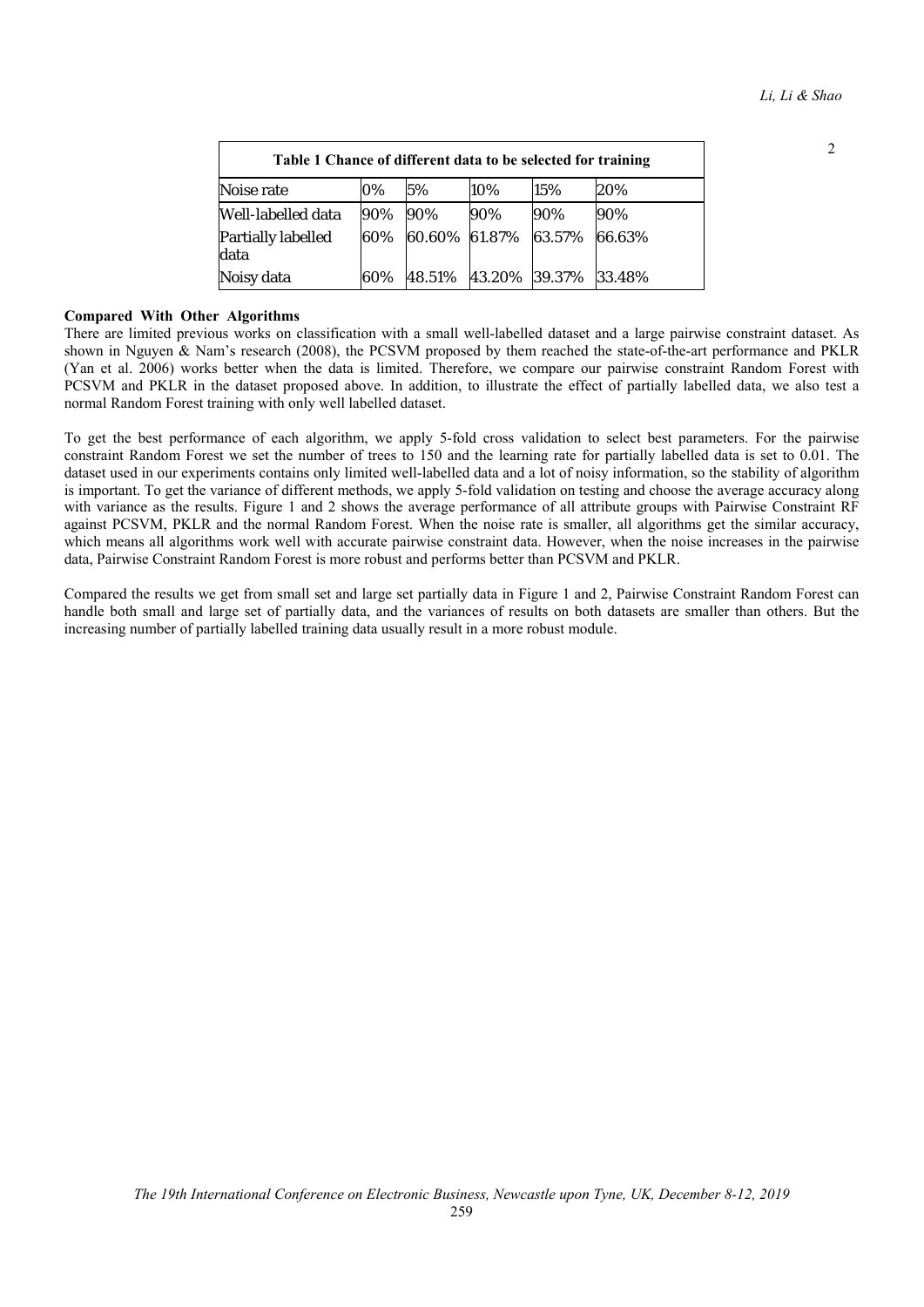**Table 1 Chance of different data to be selected for training**

| Noise rate | 0% | 5% | 10% | 15% | 20% |
|---|---|---|---|---|---|
| Well-labelled data | 90% | 90% | 90% | 90% | 90% |
| Partially labelled data | 60% | 60.60% | 61.87% | 63.57% | 66.63% |
| Noisy data | 60% | 48.51% | 43.20% | 39.37% | 33.48% |

### Compared With Other Algorithms

There are limited previous works on classification with a small well-labelled dataset and a large pairwise constraint dataset. As shown in Nguyen & Nam's research (2008), the PCSVM proposed by them reached the state-of-the-art performance and PKLR (Yan et al. 2006) works better when the data is limited. Therefore, we compare our pairwise constraint Random Forest with PCSVM and PKLR in the dataset proposed above. In addition, to illustrate the effect of partially labelled data, we also test a normal Random Forest training with only well labelled dataset.

To get the best performance of each algorithm, we apply 5-fold cross validation to select best parameters. For the pairwise constraint Random Forest we set the number of trees to 150 and the learning rate for partially labelled data is set to 0.01. The dataset used in our experiments contains only limited well-labelled data and a lot of noisy information, so the stability of algorithm is important. To get the variance of different methods, we apply 5-fold validation on testing and choose the average accuracy along with variance as the results. Figure 1 and 2 shows the average performance of all attribute groups with Pairwise Constraint RF against PCSVM, PKLR and the normal Random Forest. When the noise rate is smaller, all algorithms get the similar accuracy, which means all algorithms work well with accurate pairwise constraint data. However, when the noise increases in the pairwise data, Pairwise Constraint Random Forest is more robust and performs better than PCSVM and PKLR.

Compared the results we get from small set and large set partially data in Figure 1 and 2, Pairwise Constraint Random Forest can handle both small and large set of partially data, and the variances of results on both datasets are smaller than others. But the increasing number of partially labelled training data usually result in a more robust module.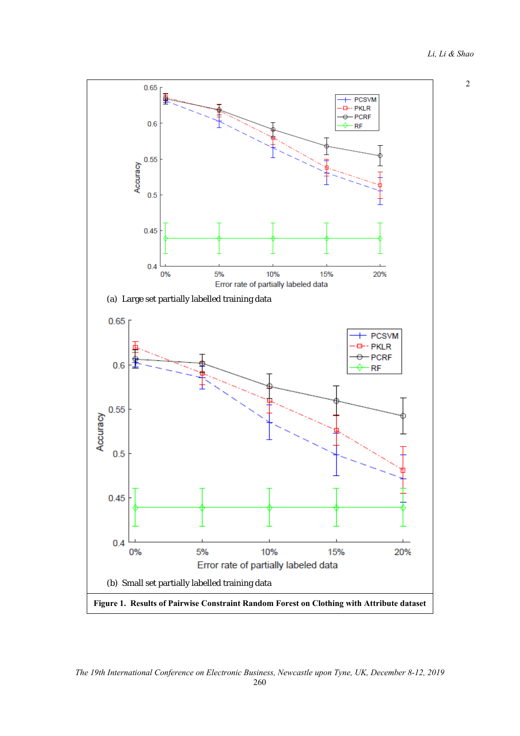(a) Large set partially labelled training data

(b) Small set partially labelled training data

**Figure 1. Results of Pairwise Constraint Random Forest on Clothing with Attribute dataset**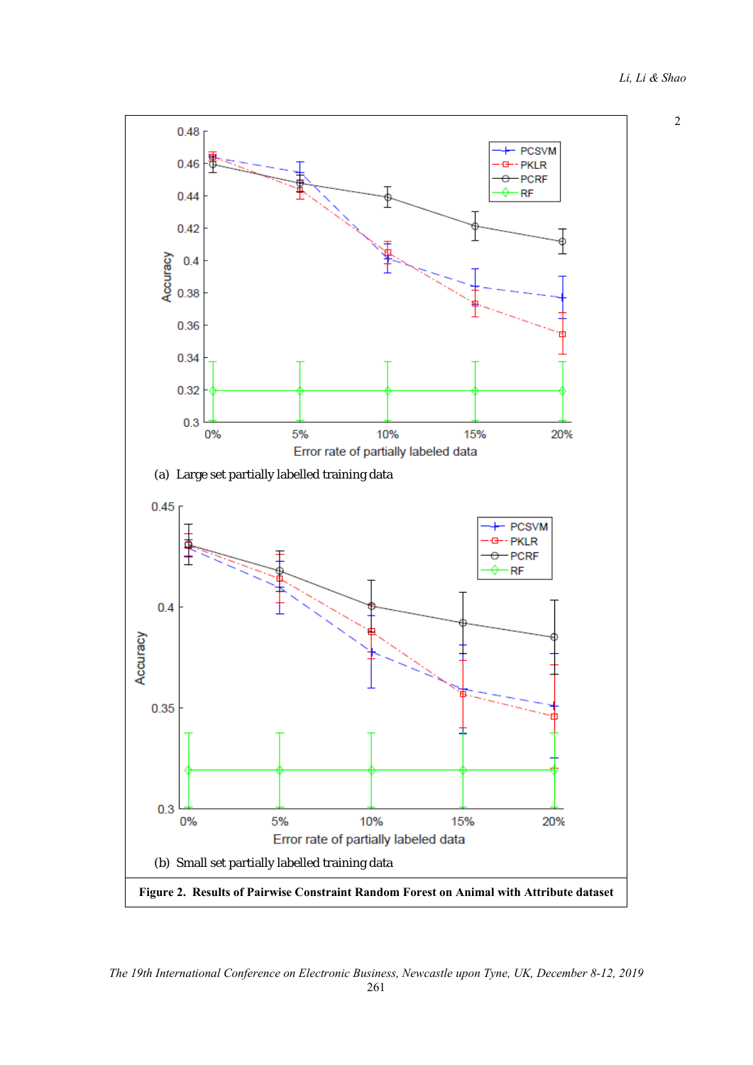(a) Large set partially labelled training data

(b) Small set partially labelled training data

**Figure 2. Results of Pairwise Constraint Random Forest on Animal with Attribute dataset**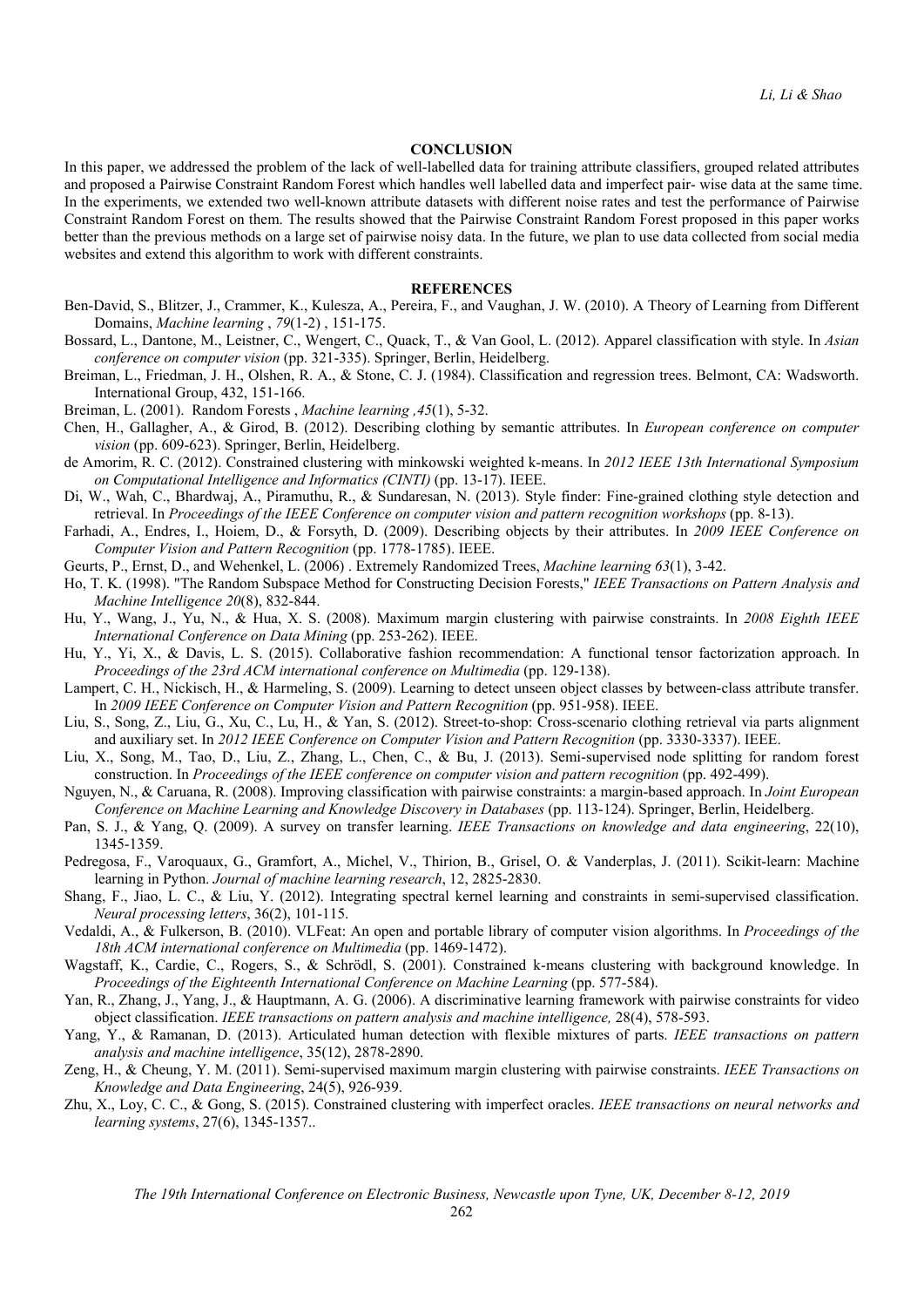## CONCLUSION

In this paper, we addressed the problem of the lack of well-labelled data for training attribute classifiers, grouped related attributes and proposed a Pairwise Constraint Random Forest which handles well labelled data and imperfect pair- wise data at the same time. In the experiments, we extended two well-known attribute datasets with different noise rates and test the performance of Pairwise Constraint Random Forest on them. The results showed that the Pairwise Constraint Random Forest proposed in this paper works better than the previous methods on a large set of pairwise noisy data. In the future, we plan to use data collected from social media websites and extend this algorithm to work with different constraints.

## REFERENCES

Ben-David, S., Blitzer, J., Crammer, K., Kulesza, A., Pereira, F., and Vaughan, J. W. (2010). A Theory of Learning from Different Domains, *Machine learning* , *79*(1-2) , 151-175.

Bossard, L., Dantone, M., Leistner, C., Wengert, C., Quack, T., & Van Gool, L. (2012). Apparel classification with style. In *Asian conference on computer vision* (pp. 321-335). Springer, Berlin, Heidelberg.

Breiman, L., Friedman, J. H., Olshen, R. A., & Stone, C. J. (1984). Classification and regression trees. Belmont, CA: Wadsworth. International Group, 432, 151-166.

Breiman, L. (2001). Random Forests , *Machine learning ,45*(1), 5-32.

Chen, H., Gallagher, A., & Girod, B. (2012). Describing clothing by semantic attributes. In *European conference on computer vision* (pp. 609-623). Springer, Berlin, Heidelberg.

de Amorim, R. C. (2012). Constrained clustering with minkowski weighted k-means. In *2012 IEEE 13th International Symposium on Computational Intelligence and Informatics (CINTI)* (pp. 13-17). IEEE.

Di, W., Wah, C., Bhardwaj, A., Piramuthu, R., & Sundaresan, N. (2013). Style finder: Fine-grained clothing style detection and retrieval. In *Proceedings of the IEEE Conference on computer vision and pattern recognition workshops* (pp. 8-13).

Farhadi, A., Endres, I., Hoiem, D., & Forsyth, D. (2009). Describing objects by their attributes. In *2009 IEEE Conference on Computer Vision and Pattern Recognition* (pp. 1778-1785). IEEE.

Geurts, P., Ernst, D., and Wehenkel, L. (2006) . Extremely Randomized Trees, *Machine learning 63*(1), 3-42.

Ho, T. K. (1998). "The Random Subspace Method for Constructing Decision Forests," *IEEE Transactions on Pattern Analysis and Machine Intelligence 20*(8), 832-844.

Hu, Y., Wang, J., Yu, N., & Hua, X. S. (2008). Maximum margin clustering with pairwise constraints. In *2008 Eighth IEEE International Conference on Data Mining* (pp. 253-262). IEEE.

Hu, Y., Yi, X., & Davis, L. S. (2015). Collaborative fashion recommendation: A functional tensor factorization approach. In *Proceedings of the 23rd ACM international conference on Multimedia* (pp. 129-138).

Lampert, C. H., Nickisch, H., & Harmeling, S. (2009). Learning to detect unseen object classes by between-class attribute transfer. In *2009 IEEE Conference on Computer Vision and Pattern Recognition* (pp. 951-958). IEEE.

Liu, S., Song, Z., Liu, G., Xu, C., Lu, H., & Yan, S. (2012). Street-to-shop: Cross-scenario clothing retrieval via parts alignment and auxiliary set. In *2012 IEEE Conference on Computer Vision and Pattern Recognition* (pp. 3330-3337). IEEE.

Liu, X., Song, M., Tao, D., Liu, Z., Zhang, L., Chen, C., & Bu, J. (2013). Semi-supervised node splitting for random forest construction. In *Proceedings of the IEEE conference on computer vision and pattern recognition* (pp. 492-499).

Nguyen, N., & Caruana, R. (2008). Improving classification with pairwise constraints: a margin-based approach. In *Joint European Conference on Machine Learning and Knowledge Discovery in Databases* (pp. 113-124). Springer, Berlin, Heidelberg.

Pan, S. J., & Yang, Q. (2009). A survey on transfer learning. *IEEE Transactions on knowledge and data engineering*, 22(10), 1345-1359.

Pedregosa, F., Varoquaux, G., Gramfort, A., Michel, V., Thirion, B., Grisel, O. & Vanderplas, J. (2011). Scikit-learn: Machine learning in Python. *Journal of machine learning research*, 12, 2825-2830.

Shang, F., Jiao, L. C., & Liu, Y. (2012). Integrating spectral kernel learning and constraints in semi-supervised classification. *Neural processing letters*, 36(2), 101-115.

Vedaldi, A., & Fulkerson, B. (2010). VLFeat: An open and portable library of computer vision algorithms. In *Proceedings of the 18th ACM international conference on Multimedia* (pp. 1469-1472).

Wagstaff, K., Cardie, C., Rogers, S., & Schrödl, S. (2001). Constrained k-means clustering with background knowledge. In *Proceedings of the Eighteenth International Conference on Machine Learning* (pp. 577-584).

Yan, R., Zhang, J., Yang, J., & Hauptmann, A. G. (2006). A discriminative learning framework with pairwise constraints for video object classification. *IEEE transactions on pattern analysis and machine intelligence,* 28(4), 578-593.

Yang, Y., & Ramanan, D. (2013). Articulated human detection with flexible mixtures of parts. *IEEE transactions on pattern analysis and machine intelligence*, 35(12), 2878-2890.

Zeng, H., & Cheung, Y. M. (2011). Semi-supervised maximum margin clustering with pairwise constraints. *IEEE Transactions on Knowledge and Data Engineering*, 24(5), 926-939.

Zhu, X., Loy, C. C., & Gong, S. (2015). Constrained clustering with imperfect oracles. *IEEE transactions on neural networks and learning systems*, 27(6), 1345-1357..